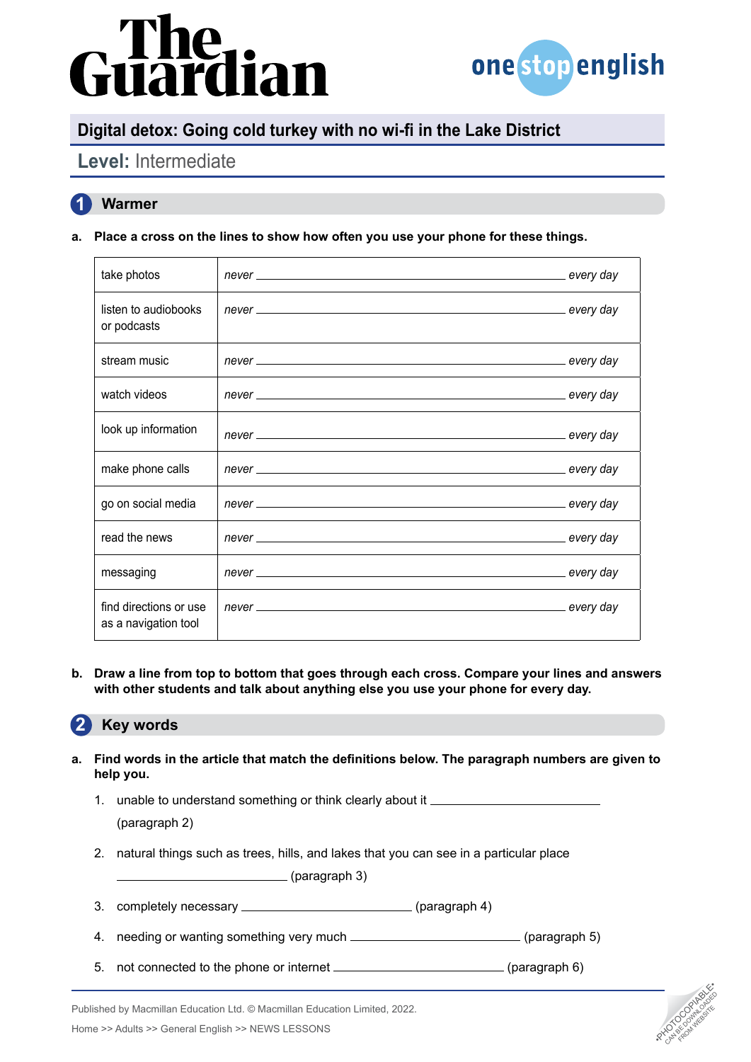# Digital detox: Going cold turkey with no wi-fi in the Lake District

## Level: Intermediate

## 1 Warmer

**a. Place a cross on the lines to show how often you use your phone for these things.**

| | |
|---|---|
| take photos | *never* ________________________________ *every day* |
| listen to audiobooks or podcasts | *never* ________________________________ *every day* |
| stream music | *never* ________________________________ *every day* |
| watch videos | *never* ________________________________ *every day* |
| look up information | *never* ________________________________ *every day* |
| make phone calls | *never* ________________________________ *every day* |
| go on social media | *never* ________________________________ *every day* |
| read the news | *never* ________________________________ *every day* |
| messaging | *never* ________________________________ *every day* |
| find directions or use as a navigation tool | *never* ________________________________ *every day* |

**b. Draw a line from top to bottom that goes through each cross. Compare your lines and answers with other students and talk about anything else you use your phone for every day.**

## 2 Key words

**a. Find words in the article that match the definitions below. The paragraph numbers are given to help you.**

1. unable to understand something or think clearly about it ____________________ (paragraph 2)
2. natural things such as trees, hills, and lakes that you can see in a particular place ____________________ (paragraph 3)
3. completely necessary ____________________ (paragraph 4)
4. needing or wanting something very much ____________________ (paragraph 5)
5. not connected to the phone or internet ____________________ (paragraph 6)

Published by Macmillan Education Ltd. © Macmillan Education Limited, 2022.

Home >> Adults >> General English >> NEWS LESSONS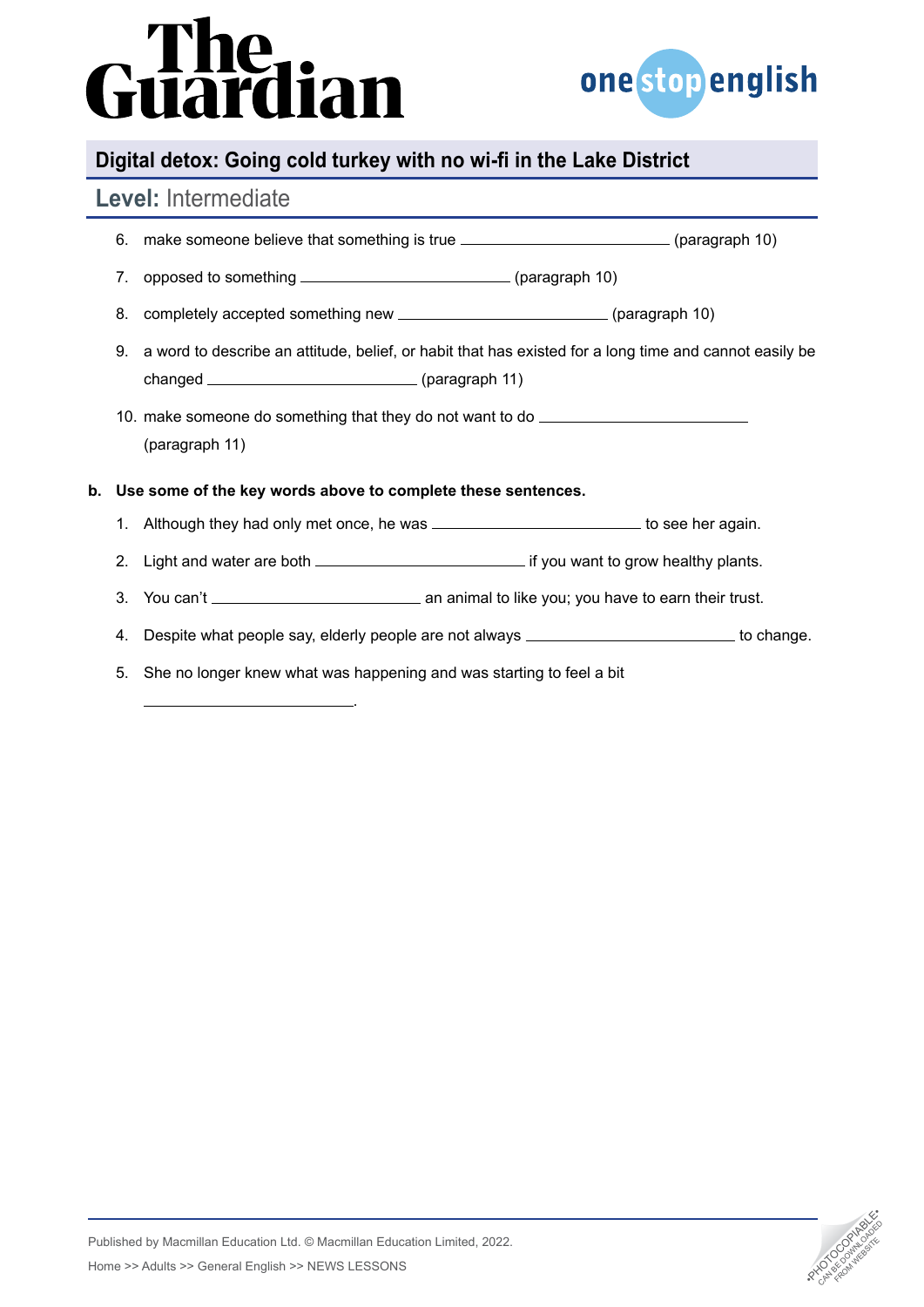6. make someone believe that something is true \_\_\_\_\_\_\_\_\_\_\_\_\_\_\_\_\_\_\_\_ (paragraph 10)
7. opposed to something \_\_\_\_\_\_\_\_\_\_\_\_\_\_\_\_\_\_\_\_ (paragraph 10)
8. completely accepted something new \_\_\_\_\_\_\_\_\_\_\_\_\_\_\_\_\_\_\_\_ (paragraph 10)
9. a word to describe an attitude, belief, or habit that has existed for a long time and cannot easily be changed \_\_\_\_\_\_\_\_\_\_\_\_\_\_\_\_\_\_\_\_ (paragraph 11)
10. make someone do something that they do not want to do \_\_\_\_\_\_\_\_\_\_\_\_\_\_\_\_\_\_\_\_ (paragraph 11)

**b. Use some of the key words above to complete these sentences.**

1. Although they had only met once, he was \_\_\_\_\_\_\_\_\_\_\_\_\_\_\_\_\_\_\_\_ to see her again.
2. Light and water are both \_\_\_\_\_\_\_\_\_\_\_\_\_\_\_\_\_\_\_\_ if you want to grow healthy plants.
3. You can't \_\_\_\_\_\_\_\_\_\_\_\_\_\_\_\_\_\_\_\_ an animal to like you; you have to earn their trust.
4. Despite what people say, elderly people are not always \_\_\_\_\_\_\_\_\_\_\_\_\_\_\_\_\_\_\_\_ to change.
5. She no longer knew what was happening and was starting to feel a bit \_\_\_\_\_\_\_\_\_\_\_\_\_\_\_\_\_\_\_\_.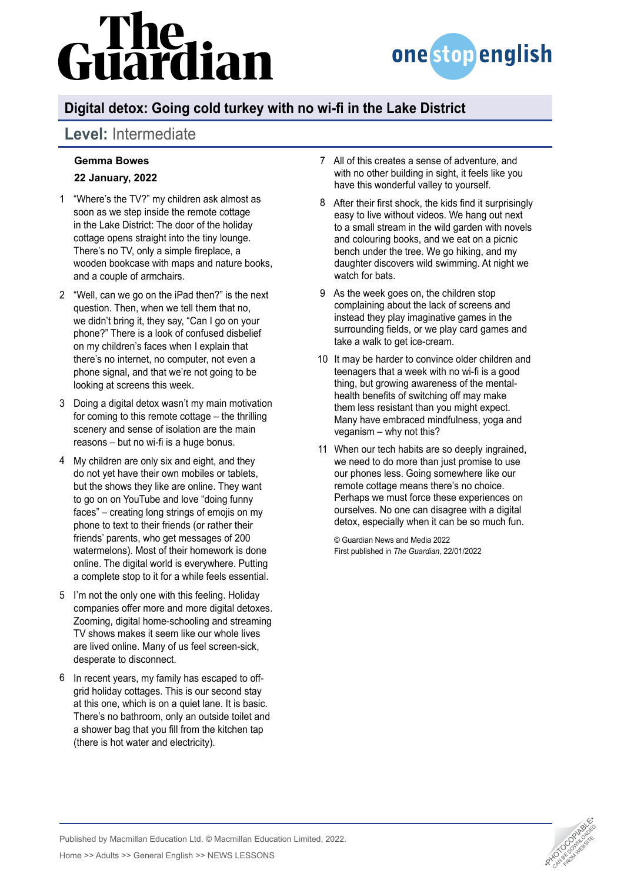# Digital detox: Going cold turkey with no wi-fi in the Lake District

## Level: Intermediate

**Gemma Bowes**

**22 January, 2022**

1. "Where's the TV?" my children ask almost as soon as we step inside the remote cottage in the Lake District: The door of the holiday cottage opens straight into the tiny lounge. There's no TV, only a simple fireplace, a wooden bookcase with maps and nature books, and a couple of armchairs.

2. "Well, can we go on the iPad then?" is the next question. Then, when we tell them that no, we didn't bring it, they say, "Can I go on your phone?" There is a look of confused disbelief on my children's faces when I explain that there's no internet, no computer, not even a phone signal, and that we're not going to be looking at screens this week.

3. Doing a digital detox wasn't my main motivation for coming to this remote cottage – the thrilling scenery and sense of isolation are the main reasons – but no wi-fi is a huge bonus.

4. My children are only six and eight, and they do not yet have their own mobiles or tablets, but the shows they like are online. They want to go on on YouTube and love "doing funny faces" – creating long strings of emojis on my phone to text to their friends (or rather their friends' parents, who get messages of 200 watermelons). Most of their homework is done online. The digital world is everywhere. Putting a complete stop to it for a while feels essential.

5. I'm not the only one with this feeling. Holiday companies offer more and more digital detoxes. Zooming, digital home-schooling and streaming TV shows makes it seem like our whole lives are lived online. Many of us feel screen-sick, desperate to disconnect.

6. In recent years, my family has escaped to off-grid holiday cottages. This is our second stay at this one, which is on a quiet lane. It is basic. There's no bathroom, only an outside toilet and a shower bag that you fill from the kitchen tap (there is hot water and electricity).

7. All of this creates a sense of adventure, and with no other building in sight, it feels like you have this wonderful valley to yourself.

8. After their first shock, the kids find it surprisingly easy to live without videos. We hang out next to a small stream in the wild garden with novels and colouring books, and we eat on a picnic bench under the tree. We go hiking, and my daughter discovers wild swimming. At night we watch for bats.

9. As the week goes on, the children stop complaining about the lack of screens and instead they play imaginative games in the surrounding fields, or we play card games and take a walk to get ice-cream.

10. It may be harder to convince older children and teenagers that a week with no wi-fi is a good thing, but growing awareness of the mental-health benefits of switching off may make them less resistant than you might expect. Many have embraced mindfulness, yoga and veganism – why not this?

11. When our tech habits are so deeply ingrained, we need to do more than just promise to use our phones less. Going somewhere like our remote cottage means there's no choice. Perhaps we must force these experiences on ourselves. No one can disagree with a digital detox, especially when it can be so much fun.

© Guardian News and Media 2022
First published in *The Guardian*, 22/01/2022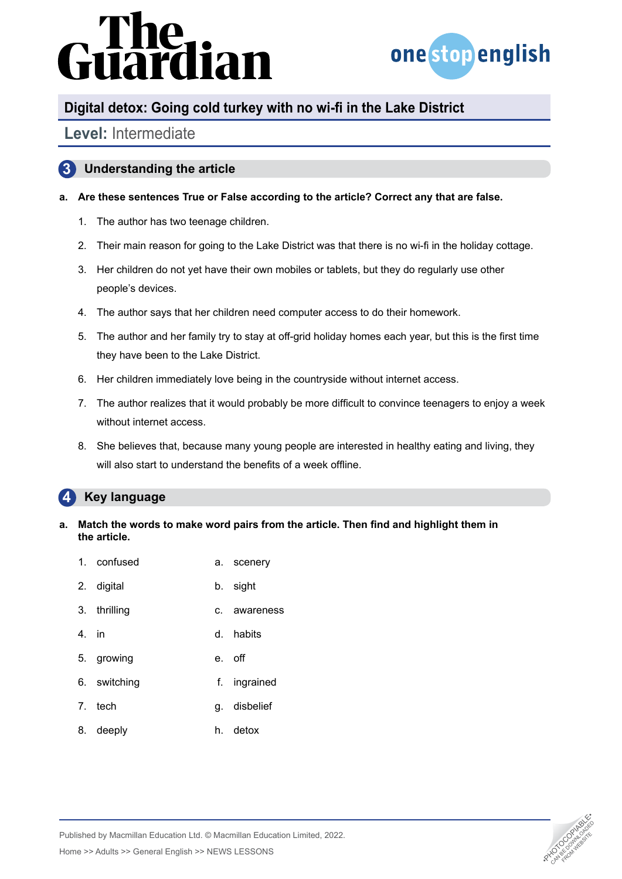# Digital detox: Going cold turkey with no wi-fi in the Lake District

**Level:** Intermediate

## 3 Understanding the article

**a. Are these sentences True or False according to the article? Correct any that are false.**

1. The author has two teenage children.
2. Their main reason for going to the Lake District was that there is no wi-fi in the holiday cottage.
3. Her children do not yet have their own mobiles or tablets, but they do regularly use other people's devices.
4. The author says that her children need computer access to do their homework.
5. The author and her family try to stay at off-grid holiday homes each year, but this is the first time they have been to the Lake District.
6. Her children immediately love being in the countryside without internet access.
7. The author realizes that it would probably be more difficult to convince teenagers to enjoy a week without internet access.
8. She believes that, because many young people are interested in healthy eating and living, they will also start to understand the benefits of a week offline.

## 4 Key language

**a. Match the words to make word pairs from the article. Then find and highlight them in the article.**

| | |
|---|---|
| 1. confused | a. scenery |
| 2. digital | b. sight |
| 3. thrilling | c. awareness |
| 4. in | d. habits |
| 5. growing | e. off |
| 6. switching | f. ingrained |
| 7. tech | g. disbelief |
| 8. deeply | h. detox |

Published by Macmillan Education Ltd. © Macmillan Education Limited, 2022.

Home >> Adults >> General English >> NEWS LESSONS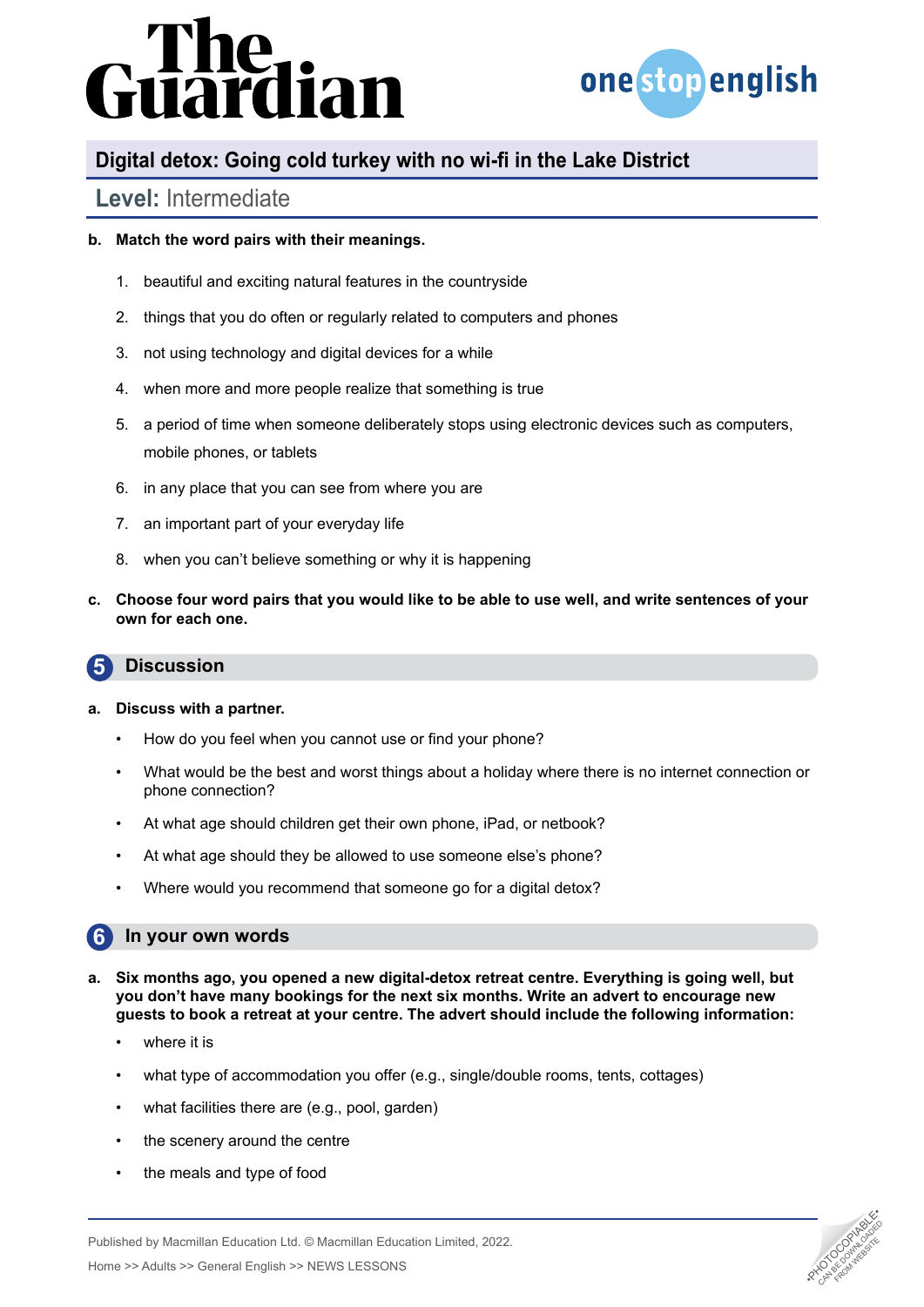## Digital detox: Going cold turkey with no wi-fi in the Lake District

**Level:** Intermediate

**b. Match the word pairs with their meanings.**

1. beautiful and exciting natural features in the countryside
2. things that you do often or regularly related to computers and phones
3. not using technology and digital devices for a while
4. when more and more people realize that something is true
5. a period of time when someone deliberately stops using electronic devices such as computers, mobile phones, or tablets
6. in any place that you can see from where you are
7. an important part of your everyday life
8. when you can't believe something or why it is happening

**c. Choose four word pairs that you would like to be able to use well, and write sentences of your own for each one.**

## 5 Discussion

**a. Discuss with a partner.**

- How do you feel when you cannot use or find your phone?
- What would be the best and worst things about a holiday where there is no internet connection or phone connection?
- At what age should children get their own phone, iPad, or netbook?
- At what age should they be allowed to use someone else's phone?
- Where would you recommend that someone go for a digital detox?

## 6 In your own words

**a. Six months ago, you opened a new digital-detox retreat centre. Everything is going well, but you don't have many bookings for the next six months. Write an advert to encourage new guests to book a retreat at your centre. The advert should include the following information:**

- where it is
- what type of accommodation you offer (e.g., single/double rooms, tents, cottages)
- what facilities there are (e.g., pool, garden)
- the scenery around the centre
- the meals and type of food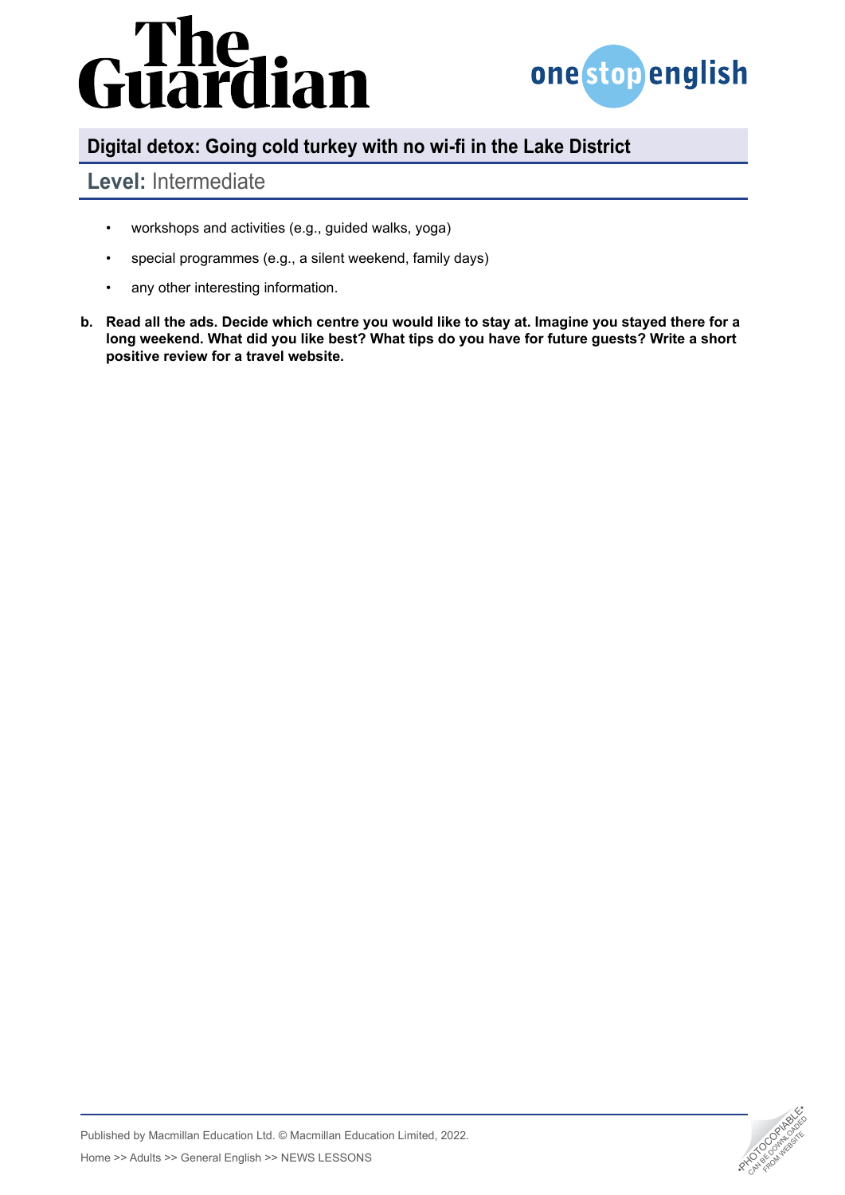- workshops and activities (e.g., guided walks, yoga)
- special programmes (e.g., a silent weekend, family days)
- any other interesting information.

**b. Read all the ads. Decide which centre you would like to stay at. Imagine you stayed there for a long weekend. What did you like best? What tips do you have for future guests? Write a short positive review for a travel website.**